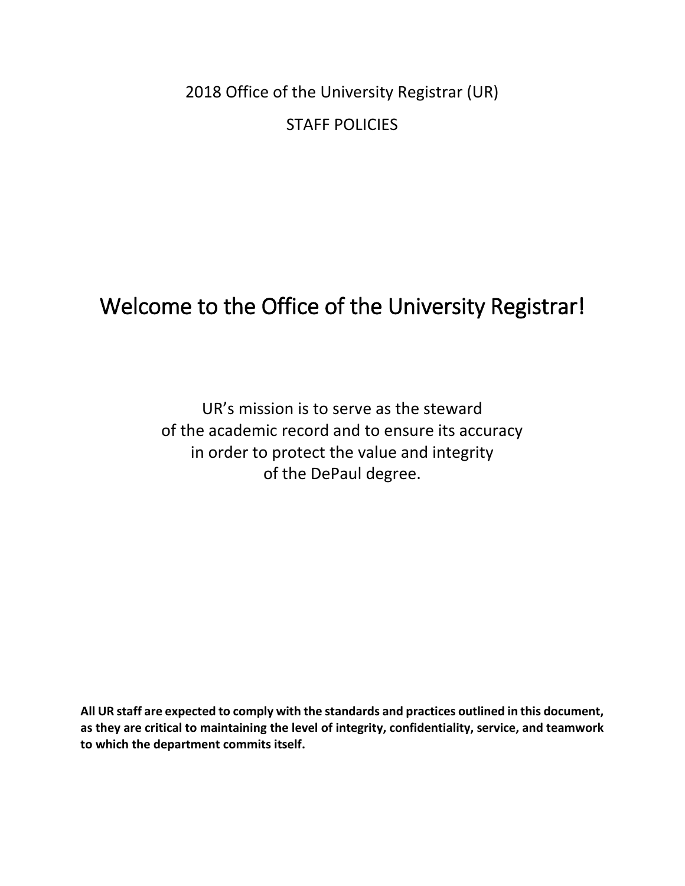2018 Office of the University Registrar (UR)

STAFF POLICIES

# Welcome to the Office of the University Registrar!

UR's mission is to serve as the steward
of the academic record and to ensure its accuracy
in order to protect the value and integrity
of the DePaul degree.

**All UR staff are expected to comply with the standards and practices outlined in this document, as they are critical to maintaining the level of integrity, confidentiality, service, and teamwork to which the department commits itself.**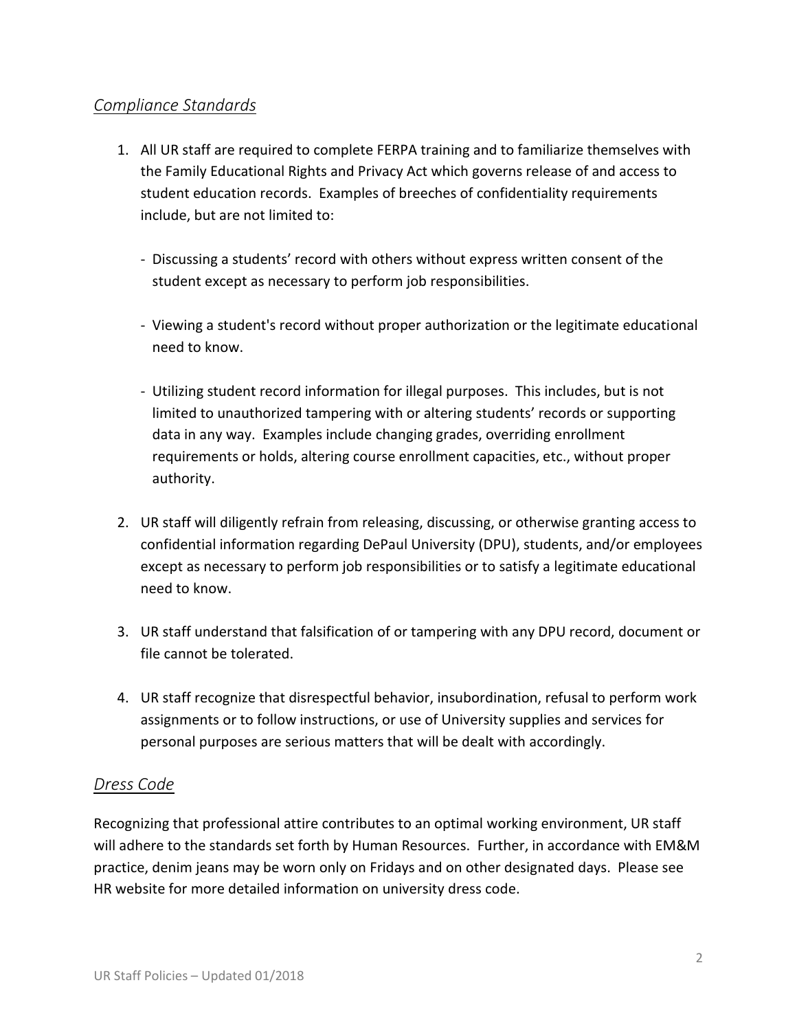## *Compliance Standards*

1. All UR staff are required to complete FERPA training and to familiarize themselves with the Family Educational Rights and Privacy Act which governs release of and access to student education records. Examples of breeches of confidentiality requirements include, but are not limited to:

   - Discussing a students' record with others without express written consent of the student except as necessary to perform job responsibilities.

   - Viewing a student's record without proper authorization or the legitimate educational need to know.

   - Utilizing student record information for illegal purposes. This includes, but is not limited to unauthorized tampering with or altering students' records or supporting data in any way. Examples include changing grades, overriding enrollment requirements or holds, altering course enrollment capacities, etc., without proper authority.

2. UR staff will diligently refrain from releasing, discussing, or otherwise granting access to confidential information regarding DePaul University (DPU), students, and/or employees except as necessary to perform job responsibilities or to satisfy a legitimate educational need to know.

3. UR staff understand that falsification of or tampering with any DPU record, document or file cannot be tolerated.

4. UR staff recognize that disrespectful behavior, insubordination, refusal to perform work assignments or to follow instructions, or use of University supplies and services for personal purposes are serious matters that will be dealt with accordingly.

## *Dress Code*

Recognizing that professional attire contributes to an optimal working environment, UR staff will adhere to the standards set forth by Human Resources. Further, in accordance with EM&M practice, denim jeans may be worn only on Fridays and on other designated days. Please see HR website for more detailed information on university dress code.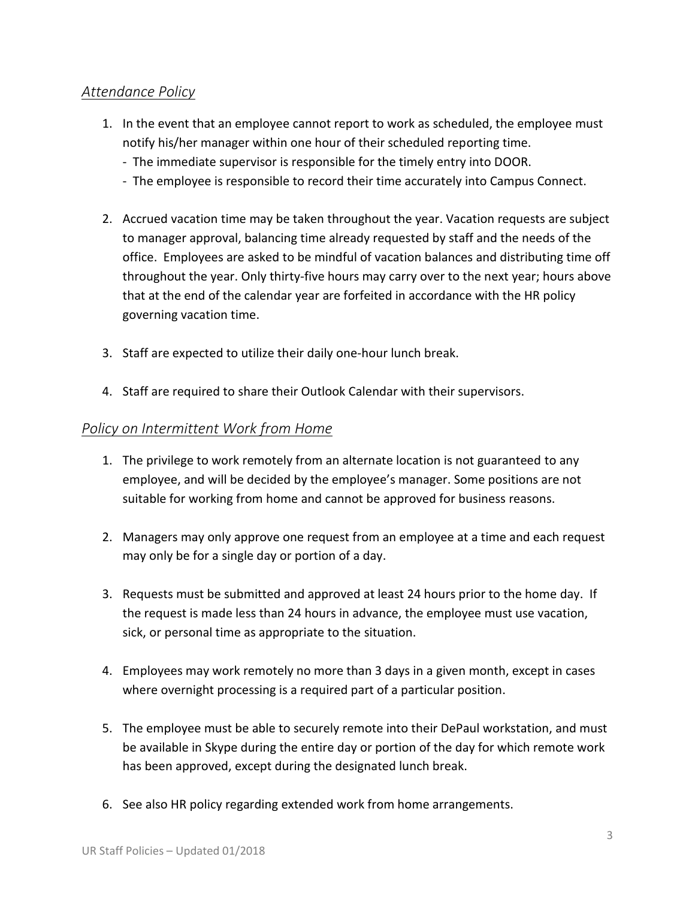## *Attendance Policy*

1. In the event that an employee cannot report to work as scheduled, the employee must notify his/her manager within one hour of their scheduled reporting time.
   - The immediate supervisor is responsible for the timely entry into DOOR.
   - The employee is responsible to record their time accurately into Campus Connect.

2. Accrued vacation time may be taken throughout the year. Vacation requests are subject to manager approval, balancing time already requested by staff and the needs of the office. Employees are asked to be mindful of vacation balances and distributing time off throughout the year. Only thirty-five hours may carry over to the next year; hours above that at the end of the calendar year are forfeited in accordance with the HR policy governing vacation time.

3. Staff are expected to utilize their daily one-hour lunch break.

4. Staff are required to share their Outlook Calendar with their supervisors.

## *Policy on Intermittent Work from Home*

1. The privilege to work remotely from an alternate location is not guaranteed to any employee, and will be decided by the employee's manager. Some positions are not suitable for working from home and cannot be approved for business reasons.

2. Managers may only approve one request from an employee at a time and each request may only be for a single day or portion of a day.

3. Requests must be submitted and approved at least 24 hours prior to the home day. If the request is made less than 24 hours in advance, the employee must use vacation, sick, or personal time as appropriate to the situation.

4. Employees may work remotely no more than 3 days in a given month, except in cases where overnight processing is a required part of a particular position.

5. The employee must be able to securely remote into their DePaul workstation, and must be available in Skype during the entire day or portion of the day for which remote work has been approved, except during the designated lunch break.

6. See also HR policy regarding extended work from home arrangements.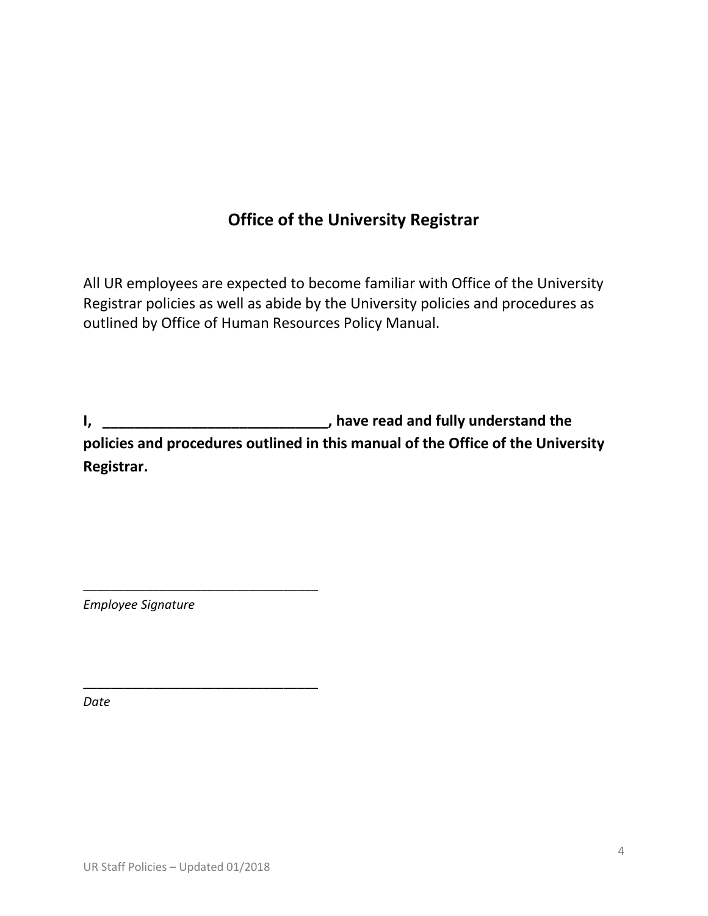## Office of the University Registrar

All UR employees are expected to become familiar with Office of the University Registrar policies as well as abide by the University policies and procedures as outlined by Office of Human Resources Policy Manual.

**I, _____________________________, have read and fully understand the policies and procedures outlined in this manual of the Office of the University Registrar.**

_________________________________

*Employee Signature*

_________________________________

*Date*